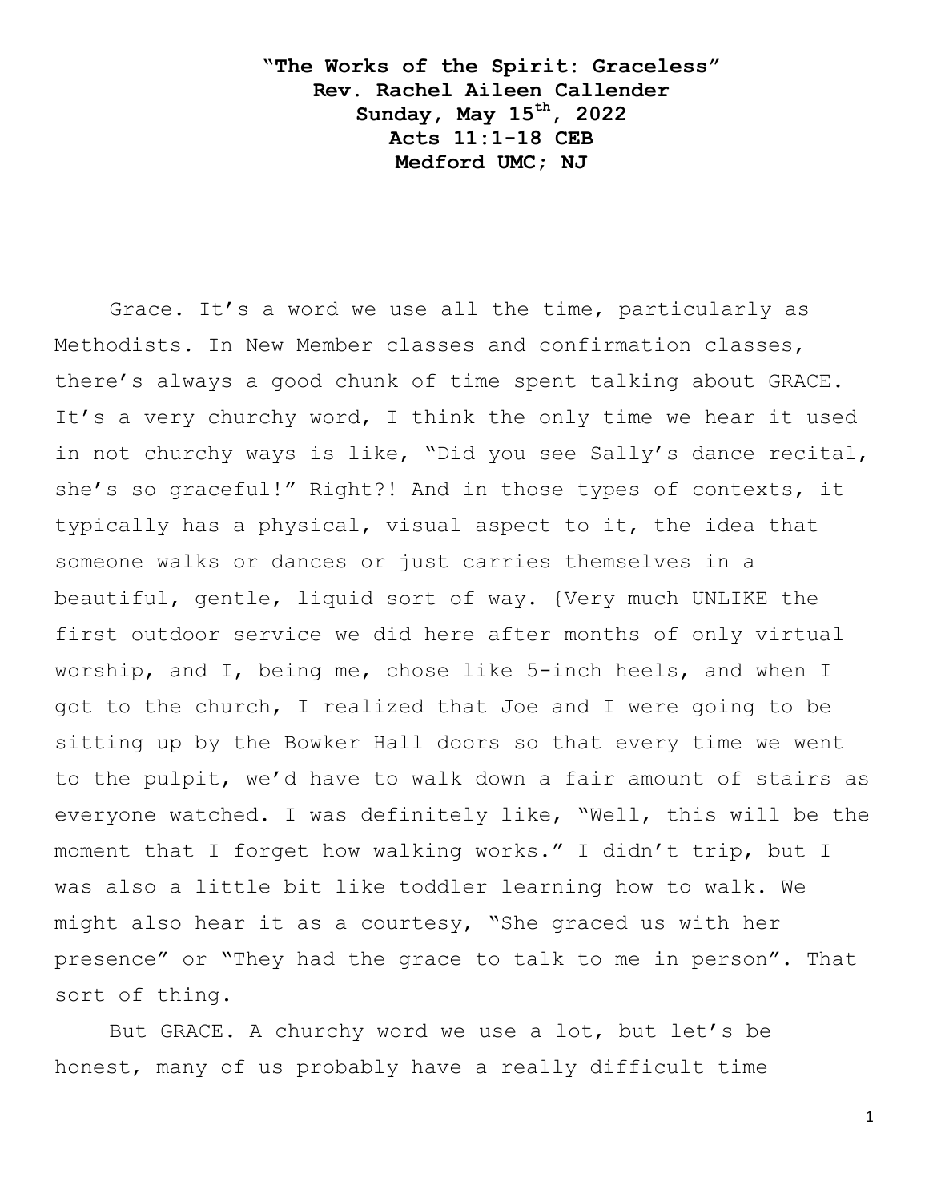**"The Works of the Spirit: Graceless"**
**Rev. Rachel Aileen Callender**
**Sunday, May 15th, 2022**
**Acts 11:1-18 CEB**
**Medford UMC; NJ**

Grace. It's a word we use all the time, particularly as Methodists. In New Member classes and confirmation classes, there's always a good chunk of time spent talking about GRACE. It's a very churchy word, I think the only time we hear it used in not churchy ways is like, "Did you see Sally's dance recital, she's so graceful!" Right?! And in those types of contexts, it typically has a physical, visual aspect to it, the idea that someone walks or dances or just carries themselves in a beautiful, gentle, liquid sort of way. {Very much UNLIKE the first outdoor service we did here after months of only virtual worship, and I, being me, chose like 5-inch heels, and when I got to the church, I realized that Joe and I were going to be sitting up by the Bowker Hall doors so that every time we went to the pulpit, we'd have to walk down a fair amount of stairs as everyone watched. I was definitely like, "Well, this will be the moment that I forget how walking works." I didn't trip, but I was also a little bit like toddler learning how to walk. We might also hear it as a courtesy, "She graced us with her presence" or "They had the grace to talk to me in person". That sort of thing.

But GRACE. A churchy word we use a lot, but let's be honest, many of us probably have a really difficult time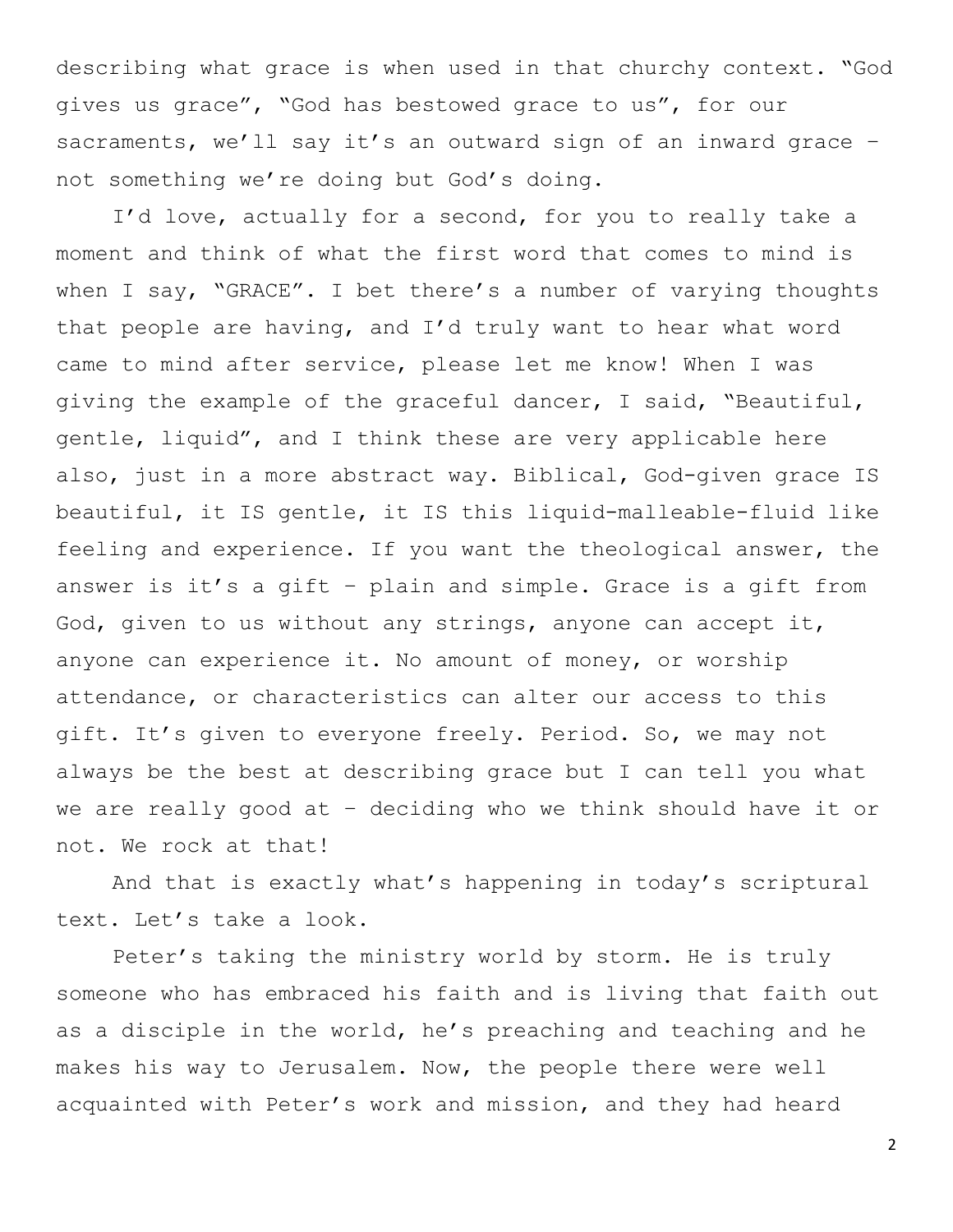describing what grace is when used in that churchy context. "God gives us grace", "God has bestowed grace to us", for our sacraments, we'll say it's an outward sign of an inward grace – not something we're doing but God's doing.

I'd love, actually for a second, for you to really take a moment and think of what the first word that comes to mind is when I say, "GRACE". I bet there's a number of varying thoughts that people are having, and I'd truly want to hear what word came to mind after service, please let me know! When I was giving the example of the graceful dancer, I said, "Beautiful, gentle, liquid", and I think these are very applicable here also, just in a more abstract way. Biblical, God-given grace IS beautiful, it IS gentle, it IS this liquid-malleable-fluid like feeling and experience. If you want the theological answer, the answer is it's a gift – plain and simple. Grace is a gift from God, given to us without any strings, anyone can accept it, anyone can experience it. No amount of money, or worship attendance, or characteristics can alter our access to this gift. It's given to everyone freely. Period. So, we may not always be the best at describing grace but I can tell you what we are really good at – deciding who we think should have it or not. We rock at that!

And that is exactly what's happening in today's scriptural text. Let's take a look.

Peter's taking the ministry world by storm. He is truly someone who has embraced his faith and is living that faith out as a disciple in the world, he's preaching and teaching and he makes his way to Jerusalem. Now, the people there were well acquainted with Peter's work and mission, and they had heard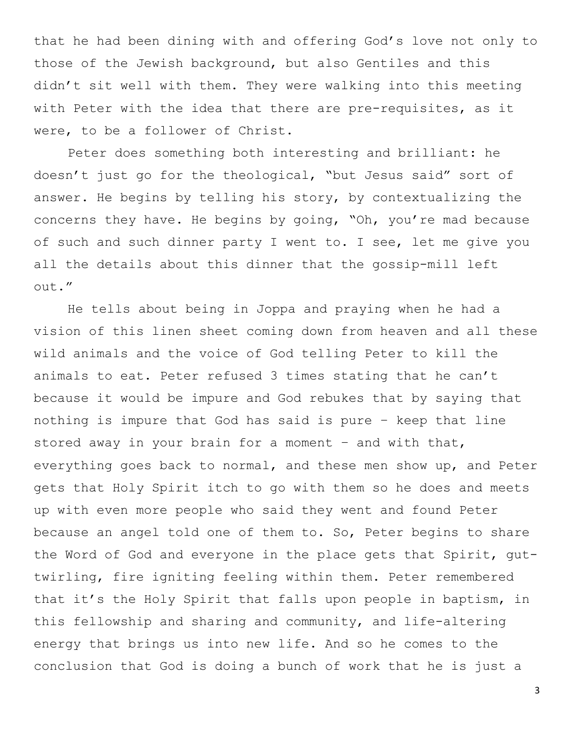that he had been dining with and offering God's love not only to those of the Jewish background, but also Gentiles and this didn't sit well with them. They were walking into this meeting with Peter with the idea that there are pre-requisites, as it were, to be a follower of Christ.

Peter does something both interesting and brilliant: he doesn't just go for the theological, "but Jesus said" sort of answer. He begins by telling his story, by contextualizing the concerns they have. He begins by going, "Oh, you're mad because of such and such dinner party I went to. I see, let me give you all the details about this dinner that the gossip-mill left out."

He tells about being in Joppa and praying when he had a vision of this linen sheet coming down from heaven and all these wild animals and the voice of God telling Peter to kill the animals to eat. Peter refused 3 times stating that he can't because it would be impure and God rebukes that by saying that nothing is impure that God has said is pure – keep that line stored away in your brain for a moment – and with that, everything goes back to normal, and these men show up, and Peter gets that Holy Spirit itch to go with them so he does and meets up with even more people who said they went and found Peter because an angel told one of them to. So, Peter begins to share the Word of God and everyone in the place gets that Spirit, gut-twirling, fire igniting feeling within them. Peter remembered that it's the Holy Spirit that falls upon people in baptism, in this fellowship and sharing and community, and life-altering energy that brings us into new life. And so he comes to the conclusion that God is doing a bunch of work that he is just a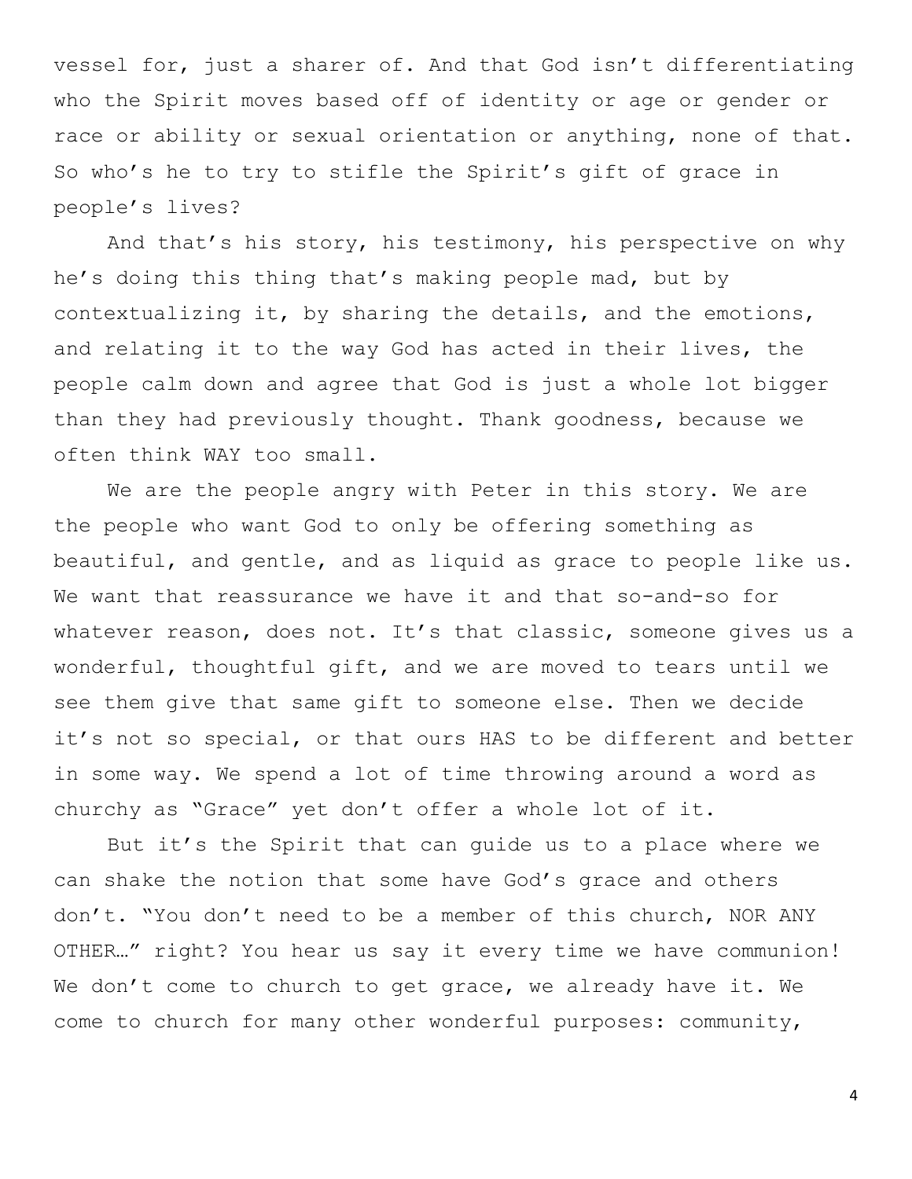vessel for, just a sharer of. And that God isn't differentiating who the Spirit moves based off of identity or age or gender or race or ability or sexual orientation or anything, none of that. So who's he to try to stifle the Spirit's gift of grace in people's lives?

And that's his story, his testimony, his perspective on why he's doing this thing that's making people mad, but by contextualizing it, by sharing the details, and the emotions, and relating it to the way God has acted in their lives, the people calm down and agree that God is just a whole lot bigger than they had previously thought. Thank goodness, because we often think WAY too small.

We are the people angry with Peter in this story. We are the people who want God to only be offering something as beautiful, and gentle, and as liquid as grace to people like us. We want that reassurance we have it and that so-and-so for whatever reason, does not. It's that classic, someone gives us a wonderful, thoughtful gift, and we are moved to tears until we see them give that same gift to someone else. Then we decide it's not so special, or that ours HAS to be different and better in some way. We spend a lot of time throwing around a word as churchy as "Grace" yet don't offer a whole lot of it.

But it's the Spirit that can guide us to a place where we can shake the notion that some have God's grace and others don't. "You don't need to be a member of this church, NOR ANY OTHER…" right? You hear us say it every time we have communion! We don't come to church to get grace, we already have it. We come to church for many other wonderful purposes: community,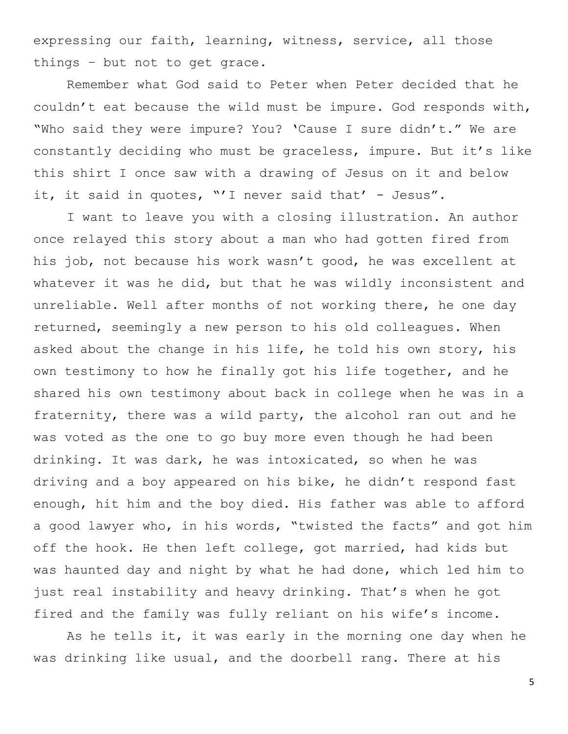expressing our faith, learning, witness, service, all those things – but not to get grace.

Remember what God said to Peter when Peter decided that he couldn't eat because the wild must be impure. God responds with, "Who said they were impure? You? 'Cause I sure didn't." We are constantly deciding who must be graceless, impure. But it's like this shirt I once saw with a drawing of Jesus on it and below it, it said in quotes, "'I never said that' - Jesus".

I want to leave you with a closing illustration. An author once relayed this story about a man who had gotten fired from his job, not because his work wasn't good, he was excellent at whatever it was he did, but that he was wildly inconsistent and unreliable. Well after months of not working there, he one day returned, seemingly a new person to his old colleagues. When asked about the change in his life, he told his own story, his own testimony to how he finally got his life together, and he shared his own testimony about back in college when he was in a fraternity, there was a wild party, the alcohol ran out and he was voted as the one to go buy more even though he had been drinking. It was dark, he was intoxicated, so when he was driving and a boy appeared on his bike, he didn't respond fast enough, hit him and the boy died. His father was able to afford a good lawyer who, in his words, "twisted the facts" and got him off the hook. He then left college, got married, had kids but was haunted day and night by what he had done, which led him to just real instability and heavy drinking. That's when he got fired and the family was fully reliant on his wife's income.

As he tells it, it was early in the morning one day when he was drinking like usual, and the doorbell rang. There at his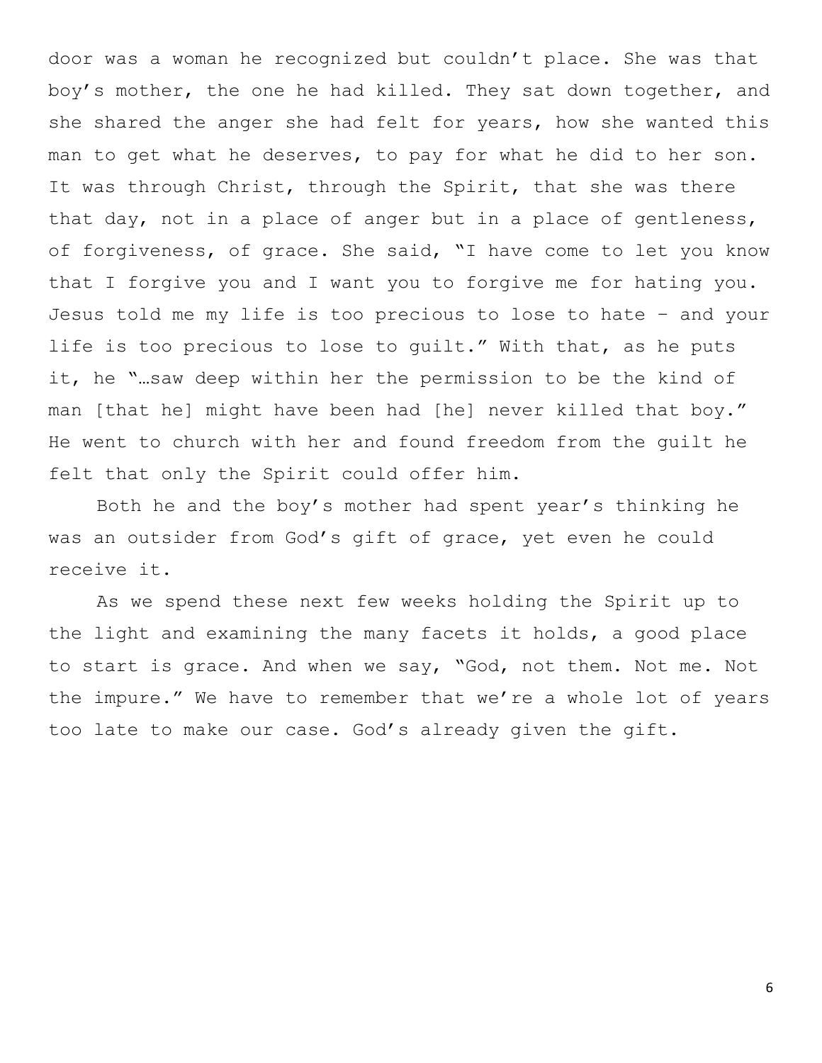door was a woman he recognized but couldn't place. She was that boy's mother, the one he had killed. They sat down together, and she shared the anger she had felt for years, how she wanted this man to get what he deserves, to pay for what he did to her son. It was through Christ, through the Spirit, that she was there that day, not in a place of anger but in a place of gentleness, of forgiveness, of grace. She said, "I have come to let you know that I forgive you and I want you to forgive me for hating you. Jesus told me my life is too precious to lose to hate – and your life is too precious to lose to guilt." With that, as he puts it, he "…saw deep within her the permission to be the kind of man [that he] might have been had [he] never killed that boy." He went to church with her and found freedom from the guilt he felt that only the Spirit could offer him.

Both he and the boy's mother had spent year's thinking he was an outsider from God's gift of grace, yet even he could receive it.

As we spend these next few weeks holding the Spirit up to the light and examining the many facets it holds, a good place to start is grace. And when we say, "God, not them. Not me. Not the impure." We have to remember that we're a whole lot of years too late to make our case. God's already given the gift.